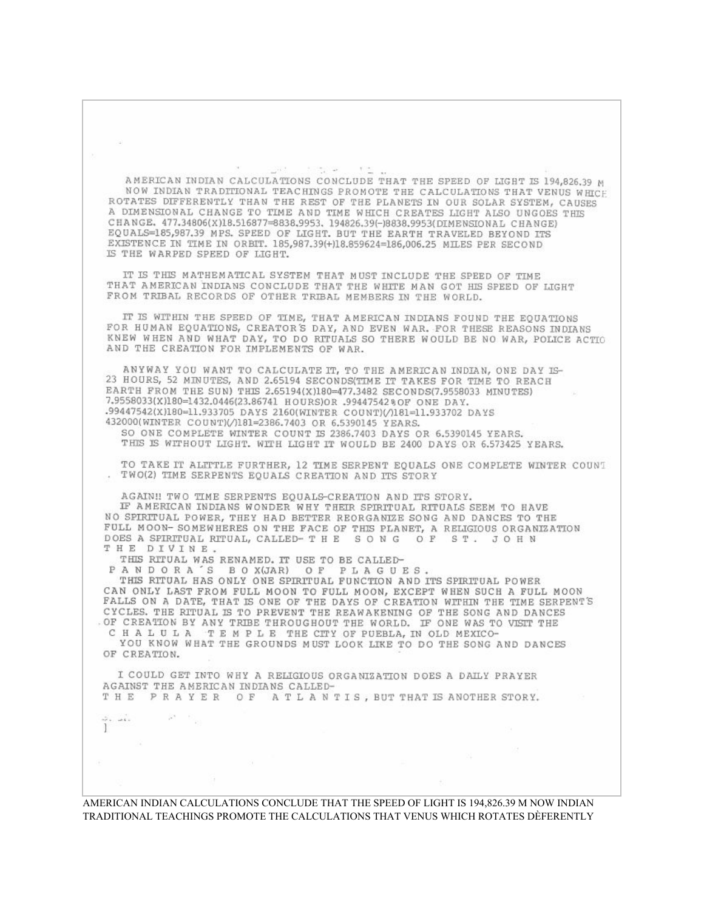AMERICAN INDIAN CALCULATIONS CONCLUDE THAT THE SPEED OF LIGHT IS 194,826.39 M NOW INDIAN TRADITIONAL TEACHINGS PROMOTE THE CALCULATIONS THAT VENUS WHICE ROTATES DIFFERENTLY THAN THE REST OF THE PLANETS IN OUR SOLAR SYSTEM, CAUSES A DIMENSIONAL CHANGE TO TIME AND TIME WHICH CREATES LIGHT ALSO UNGOES THIS CHANGE. 477.34806(X)18.516877=8838.9953. 194826.39(-)8838.9953(DIMENSIONAL CHANGE) EQUALS=185,987.39 MPS. SPEED OF LIGHT. BUT THE EARTH TRAVELED BEYOND ITS EXISTENCE IN TIME IN ORBIT. 185,987.39(+)18.859624=186,006.25 MILES PER SECOND IS THE WARPED SPEED OF LIGHT.

IT IS THIS MATHEMATICAL SYSTEM THAT MUST INCLUDE THE SPEED OF TIME THAT AMERICAN INDIANS CONCLUDE THAT THE WHITE MAN GOT HIS SPEED OF LIGHT FROM TRIBAL RECORDS OF OTHER TRIBAL MEMBERS IN THE WORLD.

IT IS WITHIN THE SPEED OF TIME, THAT AMERICAN INDIANS FOUND THE EQUATIONS FOR HUMAN EQUATIONS, CREATOR'S DAY, AND EVEN WAR. FOR THESE REASONS INDIANS KNEW WHEN AND WHAT DAY, TO DO RITUALS SO THERE WOULD BE NO WAR, POLICE ACTIO AND THE CREATION FOR IMPLEMENTS OF WAR.

ANYWAY YOU WANT TO CALCULATE IT, TO THE AMERICAN INDIAN, ONE DAY IS- 23 HOURS, 52 MINUTES, AND 2.65194 SECONDS(TIME IT TAKES FOR TIME TO REACH EARTH FROM THE SUN) THIS 2.65194(X)180=477.3482 SECONDS(7.9558033 MINUTES) 7.9558033(X)180=1432.0446(23.86741 HOURS)OR .99447542%OF ONE DAY. .99447542(X)180=11.933705 DAYS 2160(WINTER COUNT)(/)181=11.933702 DAYS 432000(WINTER COUNT)(/)181=2386.7403 OR 6.5390145 YEARS.
SO ONE COMPLETE WINTER COUNT IS 2386.7403 DAYS OR 6.5390145 YEARS.
THIS IS WITHOUT LIGHT. WITH LIGHT IT WOULD BE 2400 DAYS OR 6.573425 YEARS.

TO TAKE IT ALITTLE FURTHER, 12 TIME SERPENT EQUALS ONE COMPLETE WINTER COUNT
. TWO(2) TIME SERPENTS EQUALS CREATION AND ITS STORY

AGAIN!! TWO TIME SERPENTS EQUALS-CREATION AND ITS STORY.
IF AMERICAN INDIANS WONDER WHY THEIR SPIRITUAL RITUALS SEEM TO HAVE NO SPIRITUAL POWER, THEY HAD BETTER REORGANIZE SONG AND DANCES TO THE FULL MOON- SOMEWHERES ON THE FACE OF THIS PLANET, A RELIGIOUS ORGANIZATION DOES A SPIRITUAL RITUAL, CALLED- T H E S O N G O F S T . J O H N T H E D I V I N E .
THIS RITUAL WAS RENAMED. IT USE TO BE CALLED-
P A N D O R A ' S B O X(JAR) O F P L A G U E S .
THIS RITUAL HAS ONLY ONE SPIRITUAL FUNCTION AND ITS SPIRITUAL POWER CAN ONLY LAST FROM FULL MOON TO FULL MOON, EXCEPT WHEN SUCH A FULL MOON FALLS ON A DATE, THAT IS ONE OF THE DAYS OF CREATION WITHIN THE TIME SERPENT'S CYCLES. THE RITUAL IS TO PREVENT THE REAWAKENING OF THE SONG AND DANCES OF CREATION BY ANY TRIBE THROUGHOUT THE WORLD. IF ONE WAS TO VISIT THE C H A L U L A T E M P L E THE CITY OF PUEBLA, IN OLD MEXICO-
YOU KNOW WHAT THE GROUNDS MUST LOOK LIKE TO DO THE SONG AND DANCES OF CREATION.

I COULD GET INTO WHY A RELIGIOUS ORGANIZATION DOES A DAILY PRAYER AGAINST THE AMERICAN INDIANS CALLED-
T H E P R A Y E R O F A T L A N T I S , BUT THAT IS ANOTHER STORY.

AMERICAN INDIAN CALCULATIONS CONCLUDE THAT THE SPEED OF LIGHT IS 194,826.39 M NOW INDIAN TRADITIONAL TEACHINGS PROMOTE THE CALCULATIONS THAT VENUS WHICH ROTATES DÈFERENTLY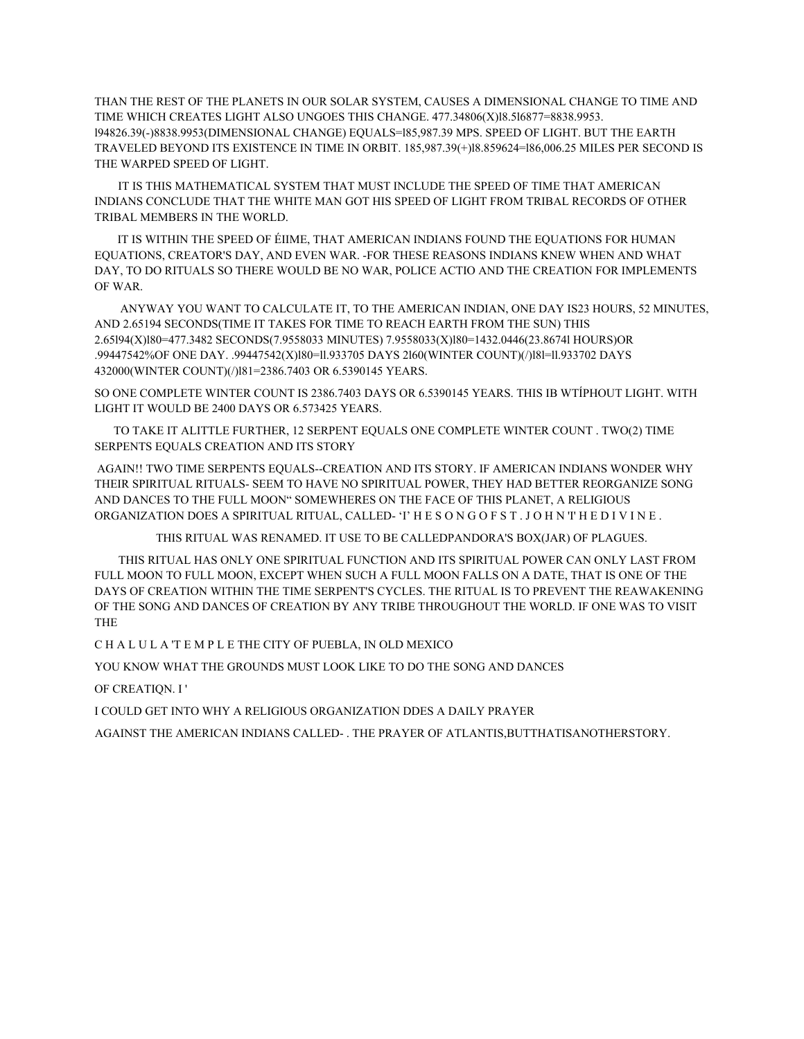THAN THE REST OF THE PLANETS IN OUR SOLAR SYSTEM, CAUSES A DIMENSIONAL CHANGE TO TIME AND TIME WHICH CREATES LIGHT ALSO UNGOES THIS CHANGE. 477.34806(X)l8.5l6877=8838.9953. l94826.39(-)8838.9953(DIMENSIONAL CHANGE) EQUALS=l85,987.39 MPS. SPEED OF LIGHT. BUT THE EARTH TRAVELED BEYOND ITS EXISTENCE IN TIME IN ORBIT. 185,987.39(+)l8.859624=l86,006.25 MILES PER SECOND IS THE WARPED SPEED OF LIGHT.

IT IS THIS MATHEMATICAL SYSTEM THAT MUST INCLUDE THE SPEED OF TIME THAT AMERICAN INDIANS CONCLUDE THAT THE WHITE MAN GOT HIS SPEED OF LIGHT FROM TRIBAL RECORDS OF OTHER TRIBAL MEMBERS IN THE WORLD.

IT IS WITHIN THE SPEED OF ÉIIME, THAT AMERICAN INDIANS FOUND THE EQUATIONS FOR HUMAN EQUATIONS, CREATOR'S DAY, AND EVEN WAR. -FOR THESE REASONS INDIANS KNEW WHEN AND WHAT DAY, TO DO RITUALS SO THERE WOULD BE NO WAR, POLICE ACTIO AND THE CREATION FOR IMPLEMENTS OF WAR.

ANYWAY YOU WANT TO CALCULATE IT, TO THE AMERICAN INDIAN, ONE DAY IS23 HOURS, 52 MINUTES, AND 2.65194 SECONDS(TIME IT TAKES FOR TIME TO REACH EARTH FROM THE SUN) THIS 2.65l94(X)l80=477.3482 SECONDS(7.9558033 MINUTES) 7.9558033(X)l80=1432.0446(23.8674l HOURS)OR .99447542%OF ONE DAY. .99447542(X)l80=ll.933705 DAYS 2l60(WINTER COUNT)(/)l8l=ll.933702 DAYS 432000(WINTER COUNT)(/)l81=2386.7403 OR 6.5390145 YEARS.

SO ONE COMPLETE WINTER COUNT IS 2386.7403 DAYS OR 6.5390145 YEARS. THIS IB WTÍPHOUT LIGHT. WITH LIGHT IT WOULD BE 2400 DAYS OR 6.573425 YEARS.

TO TAKE IT ALITTLE FURTHER, 12 SERPENT EQUALS ONE COMPLETE WINTER COUNT . TWO(2) TIME SERPENTS EQUALS CREATION AND ITS STORY

AGAIN!! TWO TIME SERPENTS EQUALS--CREATION AND ITS STORY. IF AMERICAN INDIANS WONDER WHY THEIR SPIRITUAL RITUALS- SEEM TO HAVE NO SPIRITUAL POWER, THEY HAD BETTER REORGANIZE SONG AND DANCES TO THE FULL MOON" SOMEWHERES ON THE FACE OF THIS PLANET, A RELIGIOUS ORGANIZATION DOES A SPIRITUAL RITUAL, CALLED- 'I' H E S O N G O F S T . J O H N 'I' H E D I V I N E .

THIS RITUAL WAS RENAMED. IT USE TO BE CALLEDPANDORA'S BOX(JAR) OF PLAGUES.

THIS RITUAL HAS ONLY ONE SPIRITUAL FUNCTION AND ITS SPIRITUAL POWER CAN ONLY LAST FROM FULL MOON TO FULL MOON, EXCEPT WHEN SUCH A FULL MOON FALLS ON A DATE, THAT IS ONE OF THE DAYS OF CREATION WITHIN THE TIME SERPENT'S CYCLES. THE RITUAL IS TO PREVENT THE REAWAKENING OF THE SONG AND DANCES OF CREATION BY ANY TRIBE THROUGHOUT THE WORLD. IF ONE WAS TO VISIT THE

C H A L U L A 'T E M P L E THE CITY OF PUEBLA, IN OLD MEXICO

YOU KNOW WHAT THE GROUNDS MUST LOOK LIKE TO DO THE SONG AND DANCES

OF CREATIQN. I '

I COULD GET INTO WHY A RELIGIOUS ORGANIZATION DDES A DAILY PRAYER

AGAINST THE AMERICAN INDIANS CALLED- . THE PRAYER OF ATLANTIS,BUTTHATISANOTHERSTORY.